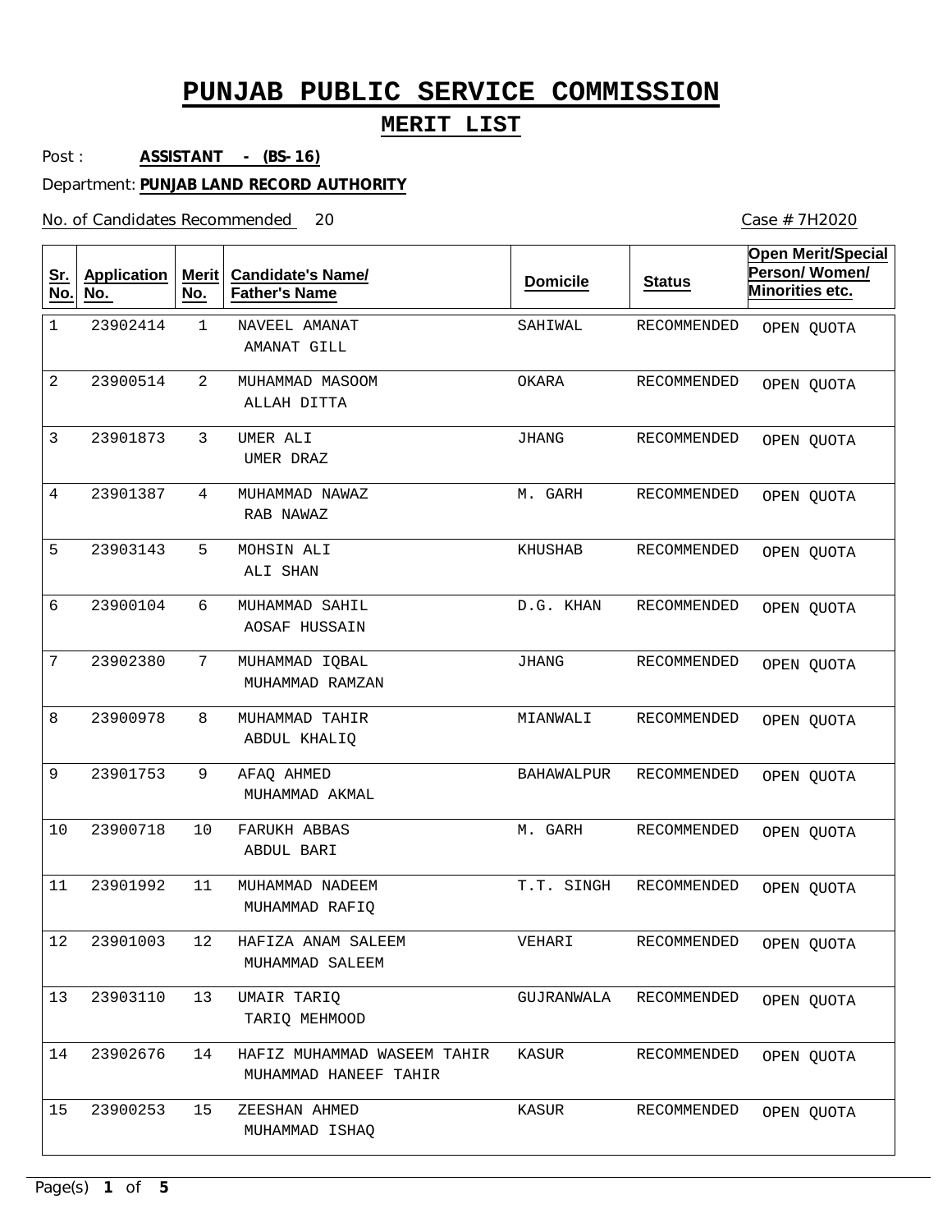# PUNJAB PUBLIC SERVICE COMMISSION

## MERIT LIST

Post : **ASSISTANT - (BS-16)**

Department: **PUNJAB LAND RECORD AUTHORITY**

No. of Candidates Recommended 20

Case # 7H2020

| Sr. No. | Application No. | Merit No. | Candidate's Name/ Father's Name | Domicile | Status | Open Merit/Special Person/ Women/ Minorities etc. |
|---|---|---|---|---|---|---|
| 1 | 23902414 | 1 | NAVEEL AMANAT<br>AMANAT GILL | SAHIWAL | RECOMMENDED | OPEN QUOTA |
| 2 | 23900514 | 2 | MUHAMMAD MASOOM<br>ALLAH DITTA | OKARA | RECOMMENDED | OPEN QUOTA |
| 3 | 23901873 | 3 | UMER ALI<br>UMER DRAZ | JHANG | RECOMMENDED | OPEN QUOTA |
| 4 | 23901387 | 4 | MUHAMMAD NAWAZ<br>RAB NAWAZ | M. GARH | RECOMMENDED | OPEN QUOTA |
| 5 | 23903143 | 5 | MOHSIN ALI<br>ALI SHAN | KHUSHAB | RECOMMENDED | OPEN QUOTA |
| 6 | 23900104 | 6 | MUHAMMAD SAHIL<br>AOSAF HUSSAIN | D.G. KHAN | RECOMMENDED | OPEN QUOTA |
| 7 | 23902380 | 7 | MUHAMMAD IQBAL<br>MUHAMMAD RAMZAN | JHANG | RECOMMENDED | OPEN QUOTA |
| 8 | 23900978 | 8 | MUHAMMAD TAHIR<br>ABDUL KHALIQ | MIANWALI | RECOMMENDED | OPEN QUOTA |
| 9 | 23901753 | 9 | AFAQ AHMED<br>MUHAMMAD AKMAL | BAHAWALPUR | RECOMMENDED | OPEN QUOTA |
| 10 | 23900718 | 10 | FARUKH ABBAS<br>ABDUL BARI | M. GARH | RECOMMENDED | OPEN QUOTA |
| 11 | 23901992 | 11 | MUHAMMAD NADEEM<br>MUHAMMAD RAFIQ | T.T. SINGH | RECOMMENDED | OPEN QUOTA |
| 12 | 23901003 | 12 | HAFIZA ANAM SALEEM<br>MUHAMMAD SALEEM | VEHARI | RECOMMENDED | OPEN QUOTA |
| 13 | 23903110 | 13 | UMAIR TARIQ<br>TARIQ MEHMOOD | GUJRANWALA | RECOMMENDED | OPEN QUOTA |
| 14 | 23902676 | 14 | HAFIZ MUHAMMAD WASEEM TAHIR<br>MUHAMMAD HANEEF TAHIR | KASUR | RECOMMENDED | OPEN QUOTA |
| 15 | 23900253 | 15 | ZEESHAN AHMED<br>MUHAMMAD ISHAQ | KASUR | RECOMMENDED | OPEN QUOTA |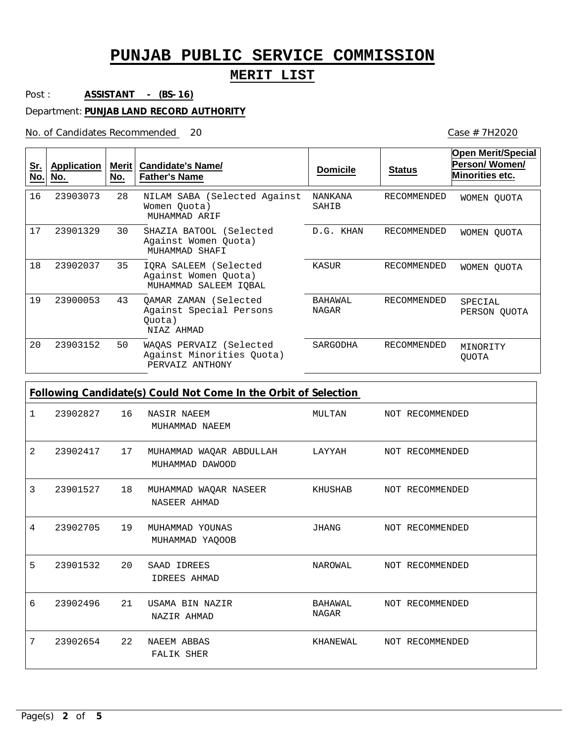# PUNJAB PUBLIC SERVICE COMMISSION

## MERIT LIST

Post : **ASSISTANT - (BS-16)**

Department: **PUNJAB LAND RECORD AUTHORITY**

No. of Candidates Recommended 20

Case # 7H2020

| Sr. No. | Application No. | Merit No. | Candidate's Name/ Father's Name | Domicile | Status | Open Merit/Special Person/ Women/ Minorities etc. |
|---|---|---|---|---|---|---|
| 16 | 23903073 | 28 | NILAM SABA (Selected Against Women Quota) MUHAMMAD ARIF | NANKANA SAHIB | RECOMMENDED | WOMEN QUOTA |
| 17 | 23901329 | 30 | SHAZIA BATOOL (Selected Against Women Quota) MUHAMMAD SHAFI | D.G. KHAN | RECOMMENDED | WOMEN QUOTA |
| 18 | 23902037 | 35 | IQRA SALEEM (Selected Against Women Quota) MUHAMMAD SALEEM IQBAL | KASUR | RECOMMENDED | WOMEN QUOTA |
| 19 | 23900053 | 43 | QAMAR ZAMAN (Selected Against Special Persons Quota) NIAZ AHMAD | BAHAWAL NAGAR | RECOMMENDED | SPECIAL PERSON QUOTA |
| 20 | 23903152 | 50 | WAQAS PERVAIZ (Selected Against Minorities Quota) PERVAIZ ANTHONY | SARGODHA | RECOMMENDED | MINORITY QUOTA |

**Following Candidate(s) Could Not Come In the Orbit of Selection**

| Sr. No. | Application No. | Merit No. | Candidate's Name/ Father's Name | Domicile | Status |
|---|---|---|---|---|---|
| 1 | 23902827 | 16 | NASIR NAEEM MUHAMMAD NAEEM | MULTAN | NOT RECOMMENDED |
| 2 | 23902417 | 17 | MUHAMMAD WAQAR ABDULLAH MUHAMMAD DAWOOD | LAYYAH | NOT RECOMMENDED |
| 3 | 23901527 | 18 | MUHAMMAD WAQAR NASEER NASEER AHMAD | KHUSHAB | NOT RECOMMENDED |
| 4 | 23902705 | 19 | MUHAMMAD YOUNAS MUHAMMAD YAQOOB | JHANG | NOT RECOMMENDED |
| 5 | 23901532 | 20 | SAAD IDREES IDREES AHMAD | NAROWAL | NOT RECOMMENDED |
| 6 | 23902496 | 21 | USAMA BIN NAZIR NAZIR AHMAD | BAHAWAL NAGAR | NOT RECOMMENDED |
| 7 | 23902654 | 22 | NAEEM ABBAS FALIK SHER | KHANEWAL | NOT RECOMMENDED |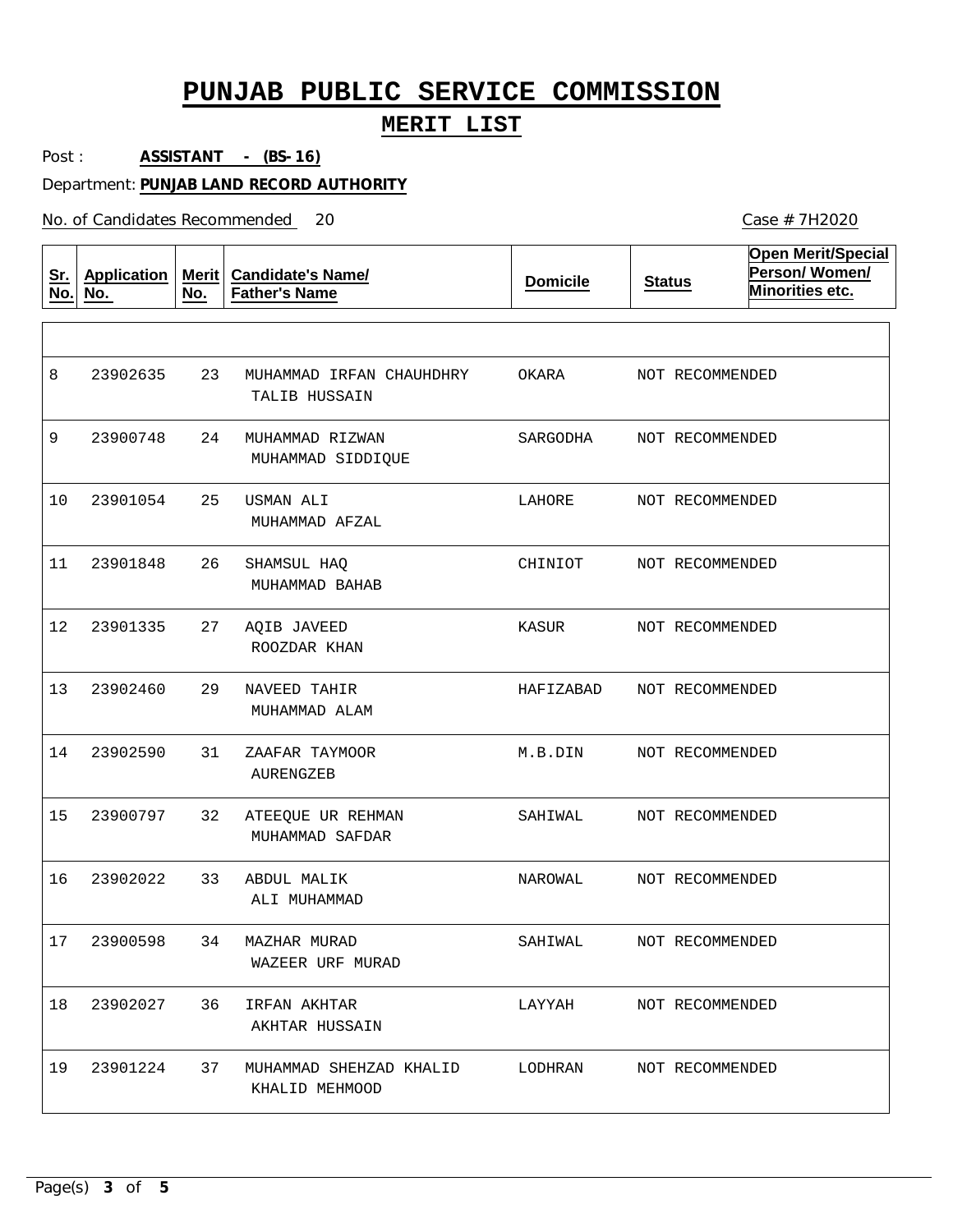# PUNJAB PUBLIC SERVICE COMMISSION

## MERIT LIST

Post : **ASSISTANT - (BS-16)**

Department: **PUNJAB LAND RECORD AUTHORITY**

No. of Candidates Recommended 20

Case # 7H2020

| Sr. No. | Application No. | Merit No. | Candidate's Name/ Father's Name | Domicile | Status | Open Merit/Special Person/ Women/ Minorities etc. |
|---|---|---|---|---|---|---|
| | | | | | | |
| 8 | 23902635 | 23 | MUHAMMAD IRFAN CHAUHDHRY<br>TALIB HUSSAIN | OKARA | NOT RECOMMENDED | |
| 9 | 23900748 | 24 | MUHAMMAD RIZWAN<br>MUHAMMAD SIDDIQUE | SARGODHA | NOT RECOMMENDED | |
| 10 | 23901054 | 25 | USMAN ALI<br>MUHAMMAD AFZAL | LAHORE | NOT RECOMMENDED | |
| 11 | 23901848 | 26 | SHAMSUL HAQ<br>MUHAMMAD BAHAB | CHINIOT | NOT RECOMMENDED | |
| 12 | 23901335 | 27 | AQIB JAVEED<br>ROOZDAR KHAN | KASUR | NOT RECOMMENDED | |
| 13 | 23902460 | 29 | NAVEED TAHIR<br>MUHAMMAD ALAM | HAFIZABAD | NOT RECOMMENDED | |
| 14 | 23902590 | 31 | ZAAFAR TAYMOOR<br>AURENGZEB | M.B.DIN | NOT RECOMMENDED | |
| 15 | 23900797 | 32 | ATEEQUE UR REHMAN<br>MUHAMMAD SAFDAR | SAHIWAL | NOT RECOMMENDED | |
| 16 | 23902022 | 33 | ABDUL MALIK<br>ALI MUHAMMAD | NAROWAL | NOT RECOMMENDED | |
| 17 | 23900598 | 34 | MAZHAR MURAD<br>WAZEER URF MURAD | SAHIWAL | NOT RECOMMENDED | |
| 18 | 23902027 | 36 | IRFAN AKHTAR<br>AKHTAR HUSSAIN | LAYYAH | NOT RECOMMENDED | |
| 19 | 23901224 | 37 | MUHAMMAD SHEHZAD KHALID<br>KHALID MEHMOOD | LODHRAN | NOT RECOMMENDED | |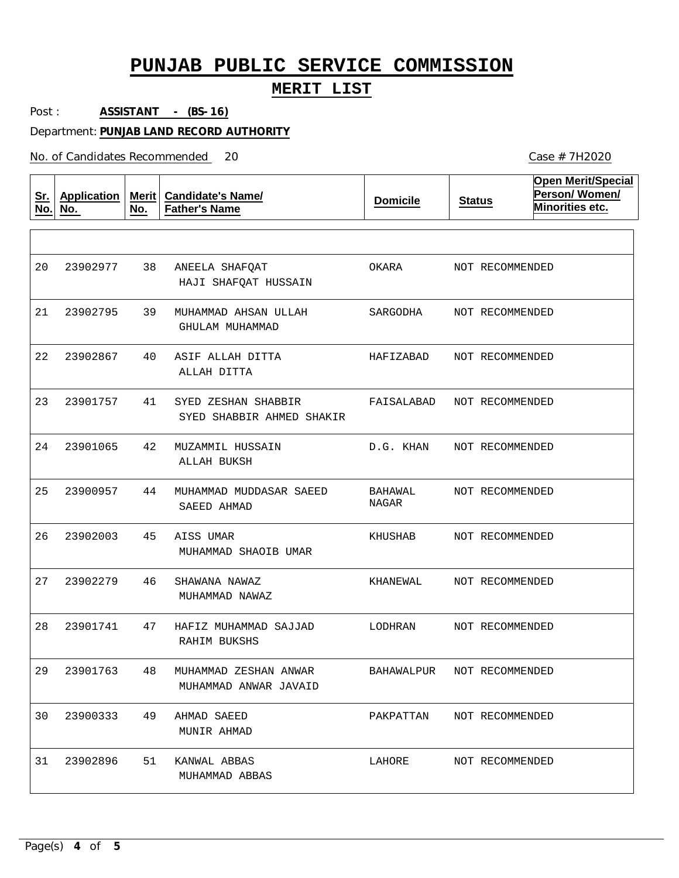# PUNJAB PUBLIC SERVICE COMMISSION

## MERIT LIST

Post : **ASSISTANT - (BS-16)**

Department: **PUNJAB LAND RECORD AUTHORITY**

No. of Candidates Recommended 20

Case # 7H2020

| Sr. No. | Application No. | Merit No. | Candidate's Name/ Father's Name | Domicile | Status | Open Merit/Special Person/ Women/ Minorities etc. |
|---|---|---|---|---|---|---|
| 20 | 23902977 | 38 | ANEELA SHAFQAT<br>HAJI SHAFQAT HUSSAIN | OKARA | NOT RECOMMENDED | |
| 21 | 23902795 | 39 | MUHAMMAD AHSAN ULLAH<br>GHULAM MUHAMMAD | SARGODHA | NOT RECOMMENDED | |
| 22 | 23902867 | 40 | ASIF ALLAH DITTA<br>ALLAH DITTA | HAFIZABAD | NOT RECOMMENDED | |
| 23 | 23901757 | 41 | SYED ZESHAN SHABBIR<br>SYED SHABBIR AHMED SHAKIR | FAISALABAD | NOT RECOMMENDED | |
| 24 | 23901065 | 42 | MUZAMMIL HUSSAIN<br>ALLAH BUKSH | D.G. KHAN | NOT RECOMMENDED | |
| 25 | 23900957 | 44 | MUHAMMAD MUDDASAR SAEED<br>SAEED AHMAD | BAHAWAL NAGAR | NOT RECOMMENDED | |
| 26 | 23902003 | 45 | AISS UMAR<br>MUHAMMAD SHAOIB UMAR | KHUSHAB | NOT RECOMMENDED | |
| 27 | 23902279 | 46 | SHAWANA NAWAZ<br>MUHAMMAD NAWAZ | KHANEWAL | NOT RECOMMENDED | |
| 28 | 23901741 | 47 | HAFIZ MUHAMMAD SAJJAD<br>RAHIM BUKSHS | LODHRAN | NOT RECOMMENDED | |
| 29 | 23901763 | 48 | MUHAMMAD ZESHAN ANWAR<br>MUHAMMAD ANWAR JAVAID | BAHAWALPUR | NOT RECOMMENDED | |
| 30 | 23900333 | 49 | AHMAD SAEED<br>MUNIR AHMAD | PAKPATTAN | NOT RECOMMENDED | |
| 31 | 23902896 | 51 | KANWAL ABBAS<br>MUHAMMAD ABBAS | LAHORE | NOT RECOMMENDED | |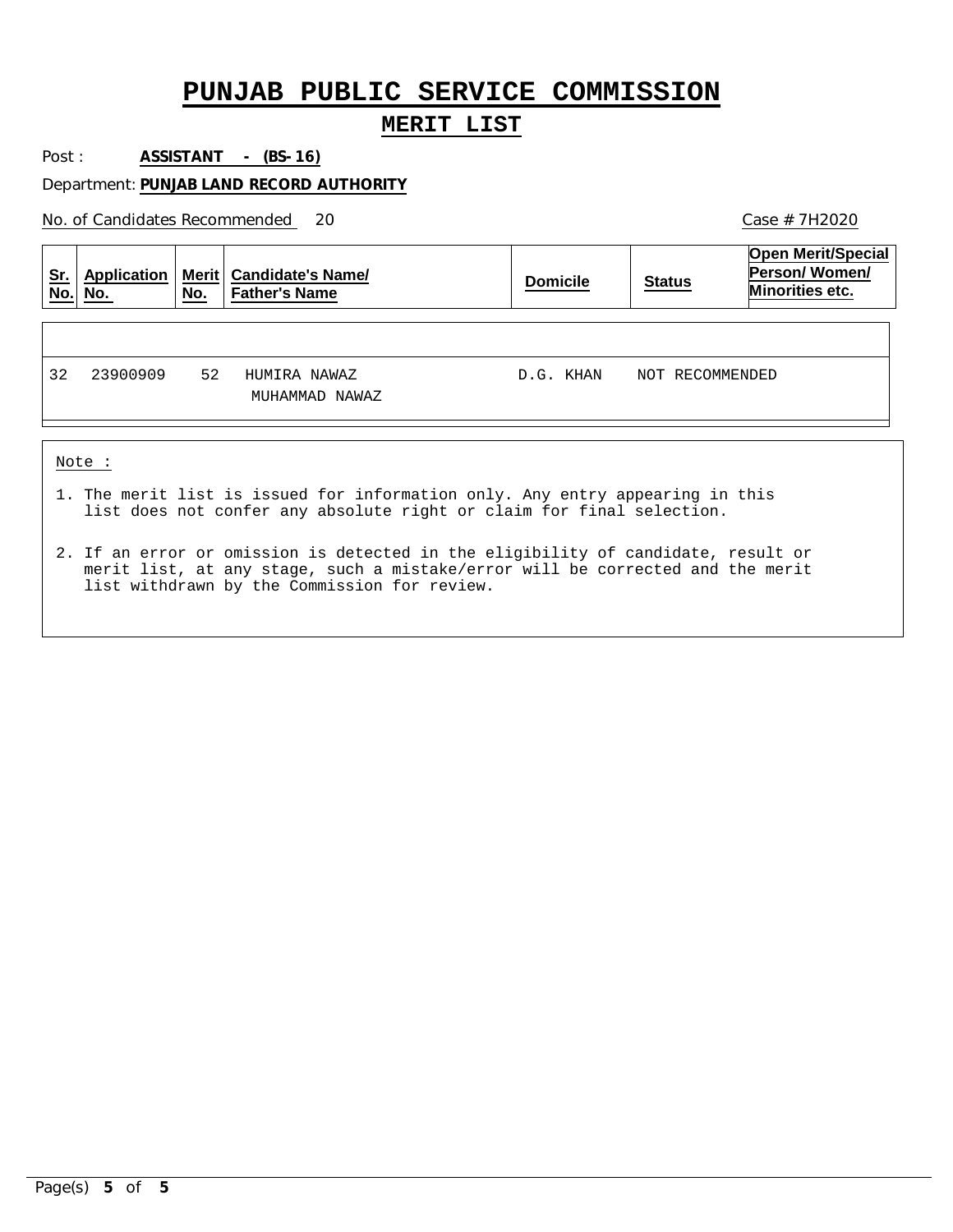# PUNJAB PUBLIC SERVICE COMMISSION

## MERIT LIST

Post : **ASSISTANT - (BS-16)**

Department: **PUNJAB LAND RECORD AUTHORITY**

No. of Candidates Recommended 20

Case # 7H2020

| Sr. No. | Application No. | Merit No. | Candidate's Name/ Father's Name | Domicile | Status | Open Merit/Special Person/ Women/ Minorities etc. |
|---|---|---|---|---|---|---|
| 32 | 23900909 | 52 | HUMIRA NAWAZ<br>MUHAMMAD NAWAZ | D.G. KHAN | NOT RECOMMENDED | |

Note :

1. The merit list is issued for information only. Any entry appearing in this list does not confer any absolute right or claim for final selection.

2. If an error or omission is detected in the eligibility of candidate, result or merit list, at any stage, such a mistake/error will be corrected and the merit list withdrawn by the Commission for review.